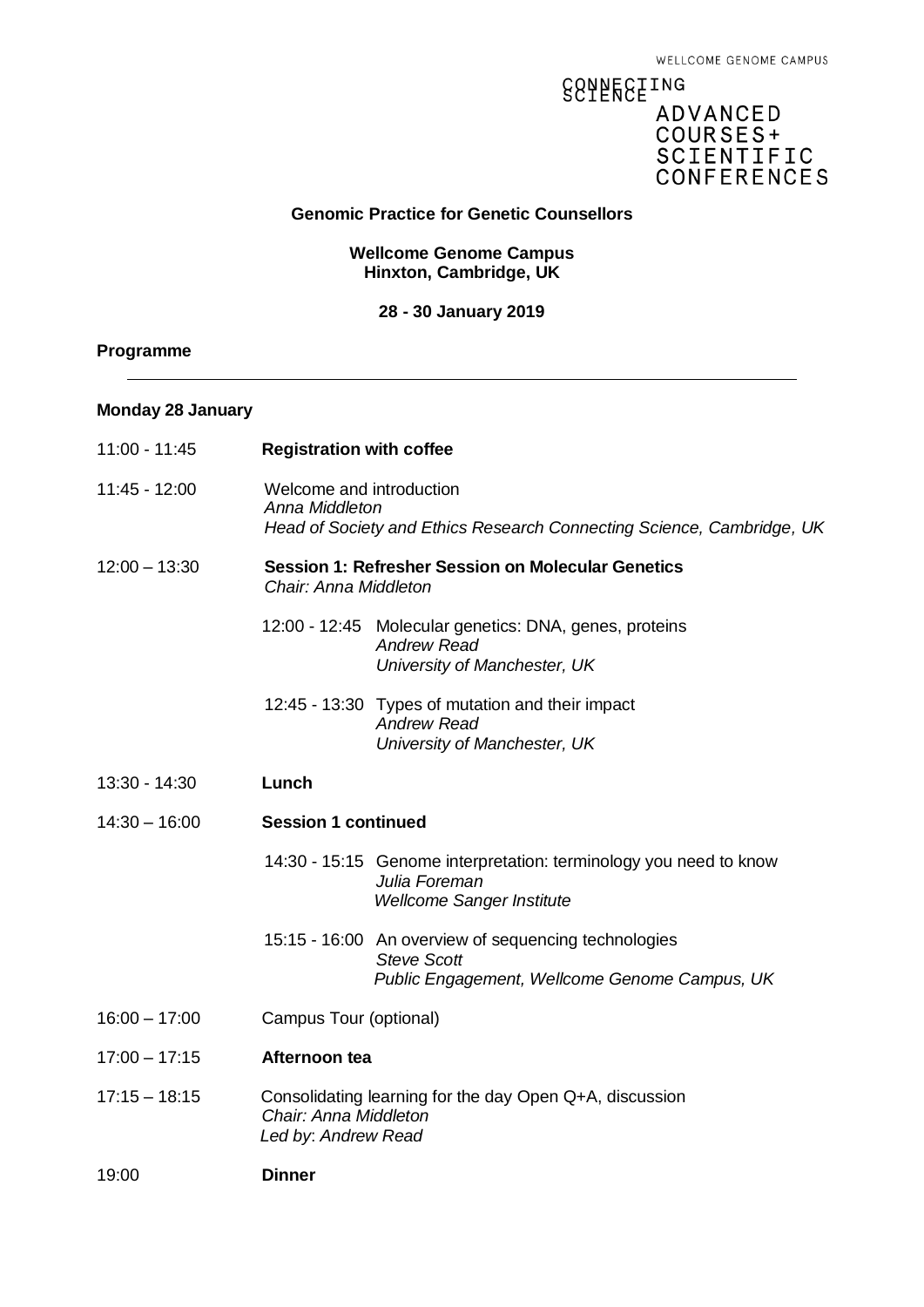WELLCOME GENOME CAMPUS

CONNECTING SCIENCE

ADVANCED COURSES+ SCIENTIFIC CONFERENCES

**Genomic Practice for Genetic Counsellors**

**Wellcome Genome Campus**
**Hinxton, Cambridge, UK**

**28 - 30 January 2019**

**Programme**

---

**Monday 28 January**

11:00 - 11:45 **Registration with coffee**

11:45 - 12:00 Welcome and introduction
*Anna Middleton*
*Head of Society and Ethics Research Connecting Science, Cambridge, UK*

12:00 – 13:30 **Session 1: Refresher Session on Molecular Genetics**
*Chair: Anna Middleton*

12:00 - 12:45 Molecular genetics: DNA, genes, proteins
*Andrew Read*
*University of Manchester, UK*

12:45 - 13:30 Types of mutation and their impact
*Andrew Read*
*University of Manchester, UK*

13:30 - 14:30 **Lunch**

14:30 – 16:00 **Session 1 continued**

14:30 - 15:15 Genome interpretation: terminology you need to know
*Julia Foreman*
*Wellcome Sanger Institute*

15:15 - 16:00 An overview of sequencing technologies
*Steve Scott*
*Public Engagement, Wellcome Genome Campus, UK*

16:00 – 17:00 Campus Tour (optional)

17:00 – 17:15 **Afternoon tea**

17:15 – 18:15 Consolidating learning for the day Open Q+A, discussion
*Chair: Anna Middleton*
*Led by: Andrew Read*

19:00 **Dinner**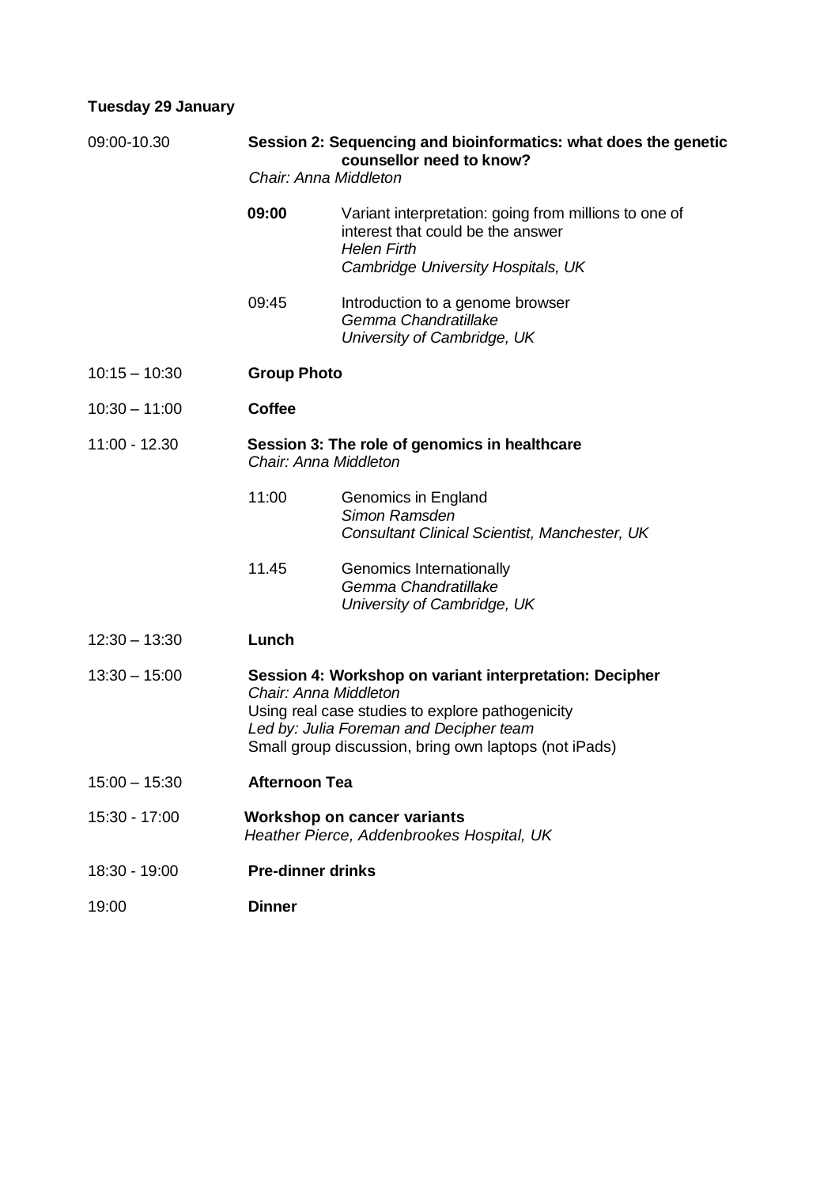**Tuesday 29 January**

09:00-10.30 **Session 2: Sequencing and bioinformatics: what does the genetic counsellor need to know?**
*Chair: Anna Middleton*

**09:00** Variant interpretation: going from millions to one of interest that could be the answer
*Helen Firth*
*Cambridge University Hospitals, UK*

09:45 Introduction to a genome browser
*Gemma Chandratillake*
*University of Cambridge, UK*

10:15 – 10:30 **Group Photo**

10:30 – 11:00 **Coffee**

11:00 - 12.30 **Session 3: The role of genomics in healthcare**
*Chair: Anna Middleton*

11:00 Genomics in England
*Simon Ramsden*
*Consultant Clinical Scientist, Manchester, UK*

11.45 Genomics Internationally
*Gemma Chandratillake*
*University of Cambridge, UK*

12:30 – 13:30 **Lunch**

13:30 – 15:00 **Session 4: Workshop on variant interpretation: Decipher**
*Chair: Anna Middleton*
Using real case studies to explore pathogenicity
*Led by: Julia Foreman and Decipher team*
Small group discussion, bring own laptops (not iPads)

15:00 – 15:30 **Afternoon Tea**

15:30 - 17:00 **Workshop on cancer variants**
*Heather Pierce, Addenbrookes Hospital, UK*

18:30 - 19:00 **Pre-dinner drinks**

19:00 **Dinner**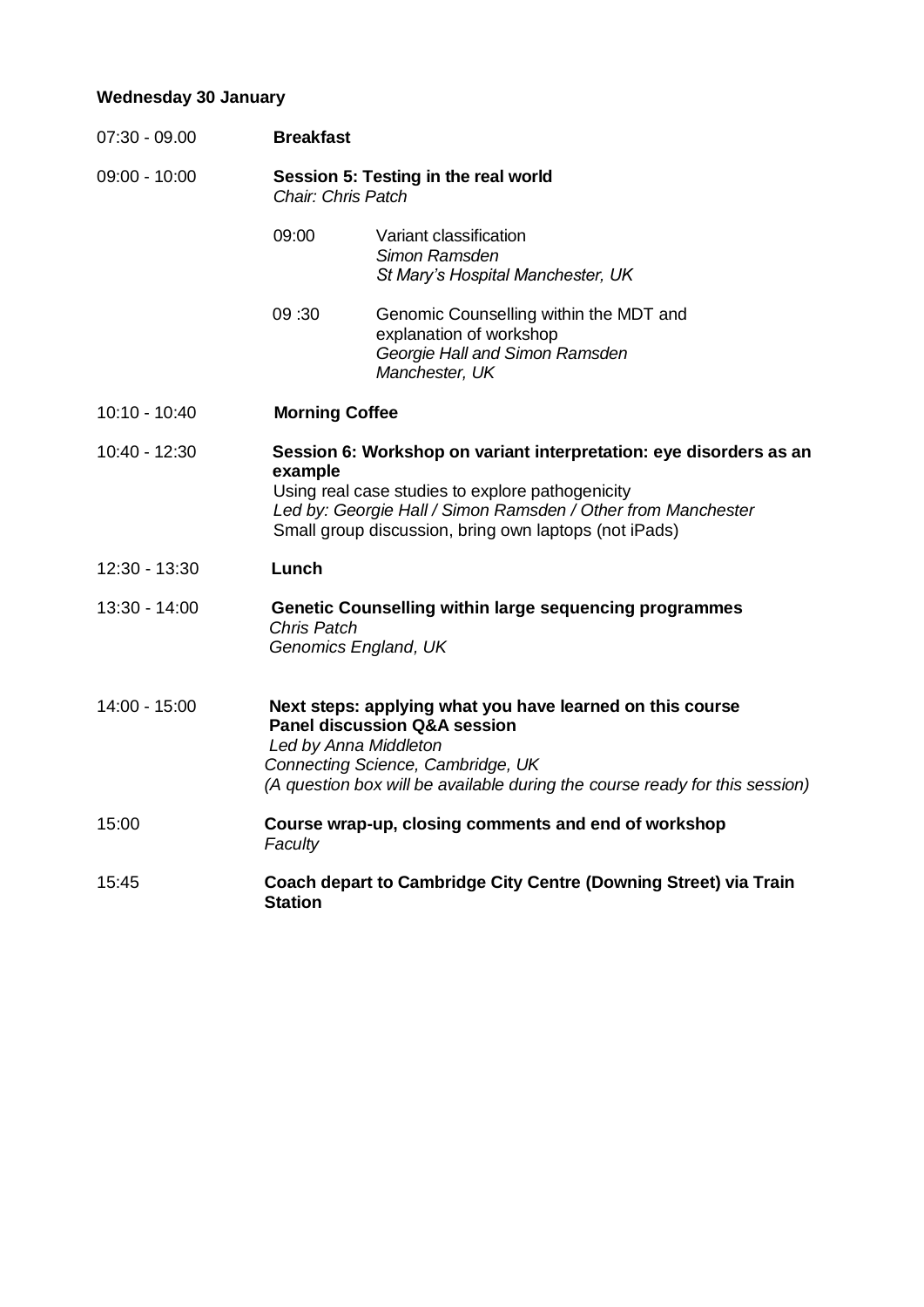**Wednesday 30 January**

07:30 - 09.00 **Breakfast**

09:00 - 10:00 **Session 5: Testing in the real world**
*Chair: Chris Patch*

09:00 Variant classification
*Simon Ramsden*
*St Mary's Hospital Manchester, UK*

09 :30 Genomic Counselling within the MDT and explanation of workshop
*Georgie Hall and Simon Ramsden*
*Manchester, UK*

10:10 - 10:40 **Morning Coffee**

10:40 - 12:30 **Session 6: Workshop on variant interpretation: eye disorders as an example**
Using real case studies to explore pathogenicity
*Led by: Georgie Hall / Simon Ramsden / Other from Manchester*
Small group discussion, bring own laptops (not iPads)

12:30 - 13:30 **Lunch**

13:30 - 14:00 **Genetic Counselling within large sequencing programmes**
*Chris Patch*
*Genomics England, UK*

14:00 - 15:00 **Next steps: applying what you have learned on this course**
**Panel discussion Q&A session**
*Led by Anna Middleton*
*Connecting Science, Cambridge, UK*
*(A question box will be available during the course ready for this session)*

15:00 **Course wrap-up, closing comments and end of workshop**
*Faculty*

15:45 **Coach depart to Cambridge City Centre (Downing Street) via Train Station**